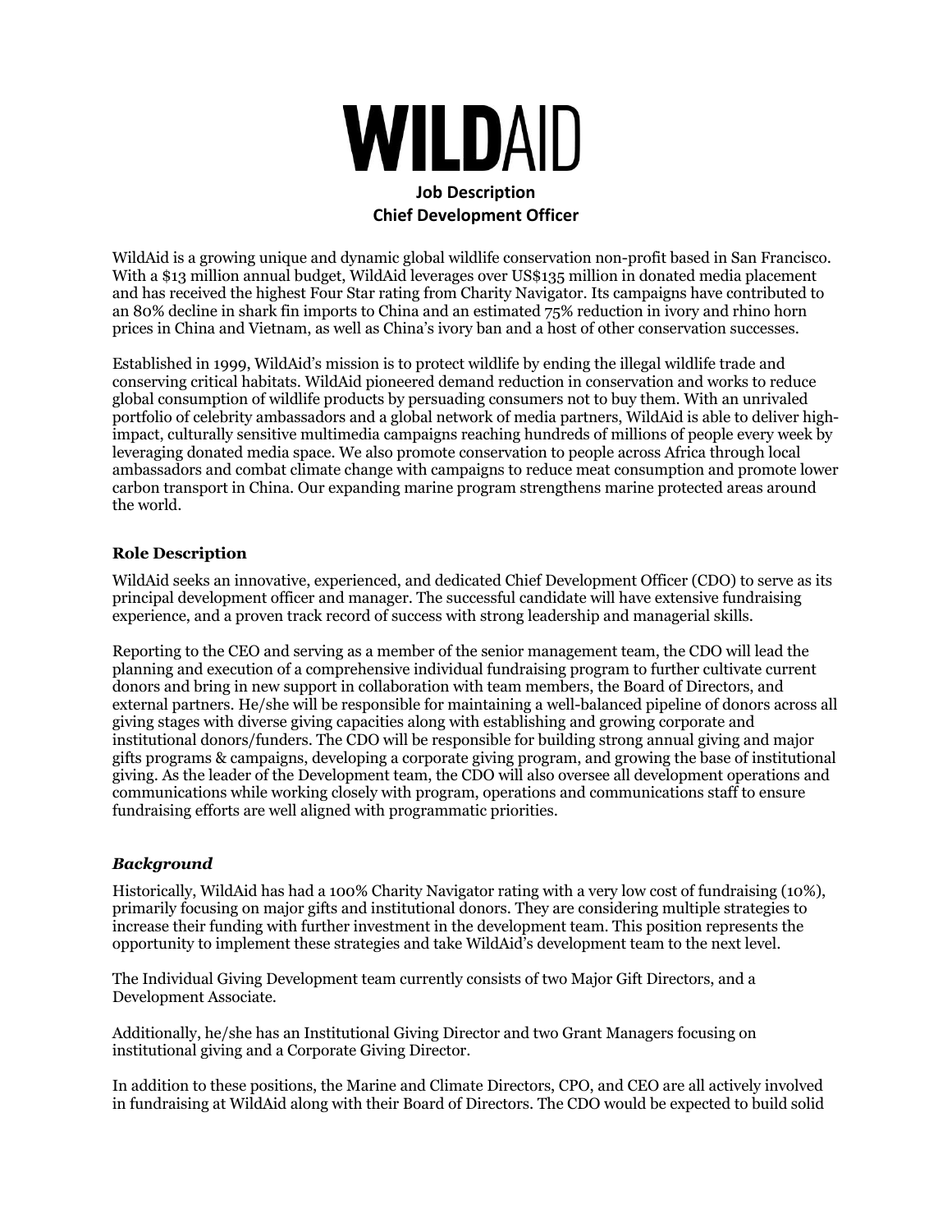# WILDAID

## Job Description
## Chief Development Officer

WildAid is a growing unique and dynamic global wildlife conservation non-profit based in San Francisco. With a $13 million annual budget, WildAid leverages over US$135 million in donated media placement and has received the highest Four Star rating from Charity Navigator. Its campaigns have contributed to an 80% decline in shark fin imports to China and an estimated 75% reduction in ivory and rhino horn prices in China and Vietnam, as well as China's ivory ban and a host of other conservation successes.

Established in 1999, WildAid's mission is to protect wildlife by ending the illegal wildlife trade and conserving critical habitats. WildAid pioneered demand reduction in conservation and works to reduce global consumption of wildlife products by persuading consumers not to buy them. With an unrivaled portfolio of celebrity ambassadors and a global network of media partners, WildAid is able to deliver high-impact, culturally sensitive multimedia campaigns reaching hundreds of millions of people every week by leveraging donated media space. We also promote conservation to people across Africa through local ambassadors and combat climate change with campaigns to reduce meat consumption and promote lower carbon transport in China. Our expanding marine program strengthens marine protected areas around the world.

### Role Description

WildAid seeks an innovative, experienced, and dedicated Chief Development Officer (CDO) to serve as its principal development officer and manager. The successful candidate will have extensive fundraising experience, and a proven track record of success with strong leadership and managerial skills.

Reporting to the CEO and serving as a member of the senior management team, the CDO will lead the planning and execution of a comprehensive individual fundraising program to further cultivate current donors and bring in new support in collaboration with team members, the Board of Directors, and external partners. He/she will be responsible for maintaining a well-balanced pipeline of donors across all giving stages with diverse giving capacities along with establishing and growing corporate and institutional donors/funders. The CDO will be responsible for building strong annual giving and major gifts programs & campaigns, developing a corporate giving program, and growing the base of institutional giving. As the leader of the Development team, the CDO will also oversee all development operations and communications while working closely with program, operations and communications staff to ensure fundraising efforts are well aligned with programmatic priorities.

### *Background*

Historically, WildAid has had a 100% Charity Navigator rating with a very low cost of fundraising (10%), primarily focusing on major gifts and institutional donors. They are considering multiple strategies to increase their funding with further investment in the development team. This position represents the opportunity to implement these strategies and take WildAid's development team to the next level.

The Individual Giving Development team currently consists of two Major Gift Directors, and a Development Associate.

Additionally, he/she has an Institutional Giving Director and two Grant Managers focusing on institutional giving and a Corporate Giving Director.

In addition to these positions, the Marine and Climate Directors, CPO, and CEO are all actively involved in fundraising at WildAid along with their Board of Directors. The CDO would be expected to build solid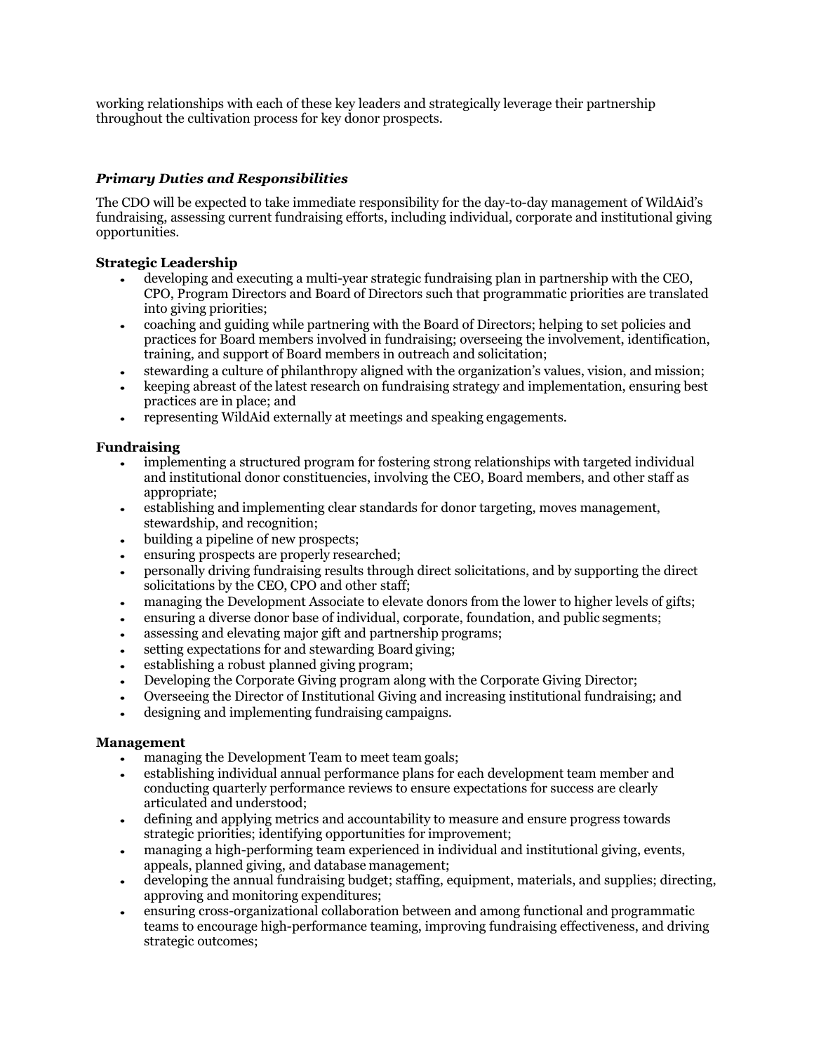working relationships with each of these key leaders and strategically leverage their partnership throughout the cultivation process for key donor prospects.

### *Primary Duties and Responsibilities*

The CDO will be expected to take immediate responsibility for the day-to-day management of WildAid's fundraising, assessing current fundraising efforts, including individual, corporate and institutional giving opportunities.

**Strategic Leadership**

- developing and executing a multi-year strategic fundraising plan in partnership with the CEO, CPO, Program Directors and Board of Directors such that programmatic priorities are translated into giving priorities;
- coaching and guiding while partnering with the Board of Directors; helping to set policies and practices for Board members involved in fundraising; overseeing the involvement, identification, training, and support of Board members in outreach and solicitation;
- stewarding a culture of philanthropy aligned with the organization's values, vision, and mission;
- keeping abreast of the latest research on fundraising strategy and implementation, ensuring best practices are in place; and
- representing WildAid externally at meetings and speaking engagements.

**Fundraising**

- implementing a structured program for fostering strong relationships with targeted individual and institutional donor constituencies, involving the CEO, Board members, and other staff as appropriate;
- establishing and implementing clear standards for donor targeting, moves management, stewardship, and recognition;
- building a pipeline of new prospects;
- ensuring prospects are properly researched;
- personally driving fundraising results through direct solicitations, and by supporting the direct solicitations by the CEO, CPO and other staff;
- managing the Development Associate to elevate donors from the lower to higher levels of gifts;
- ensuring a diverse donor base of individual, corporate, foundation, and public segments;
- assessing and elevating major gift and partnership programs;
- setting expectations for and stewarding Board giving;
- establishing a robust planned giving program;
- Developing the Corporate Giving program along with the Corporate Giving Director;
- Overseeing the Director of Institutional Giving and increasing institutional fundraising; and
- designing and implementing fundraising campaigns.

**Management**

- managing the Development Team to meet team goals;
- establishing individual annual performance plans for each development team member and conducting quarterly performance reviews to ensure expectations for success are clearly articulated and understood;
- defining and applying metrics and accountability to measure and ensure progress towards strategic priorities; identifying opportunities for improvement;
- managing a high-performing team experienced in individual and institutional giving, events, appeals, planned giving, and database management;
- developing the annual fundraising budget; staffing, equipment, materials, and supplies; directing, approving and monitoring expenditures;
- ensuring cross-organizational collaboration between and among functional and programmatic teams to encourage high-performance teaming, improving fundraising effectiveness, and driving strategic outcomes;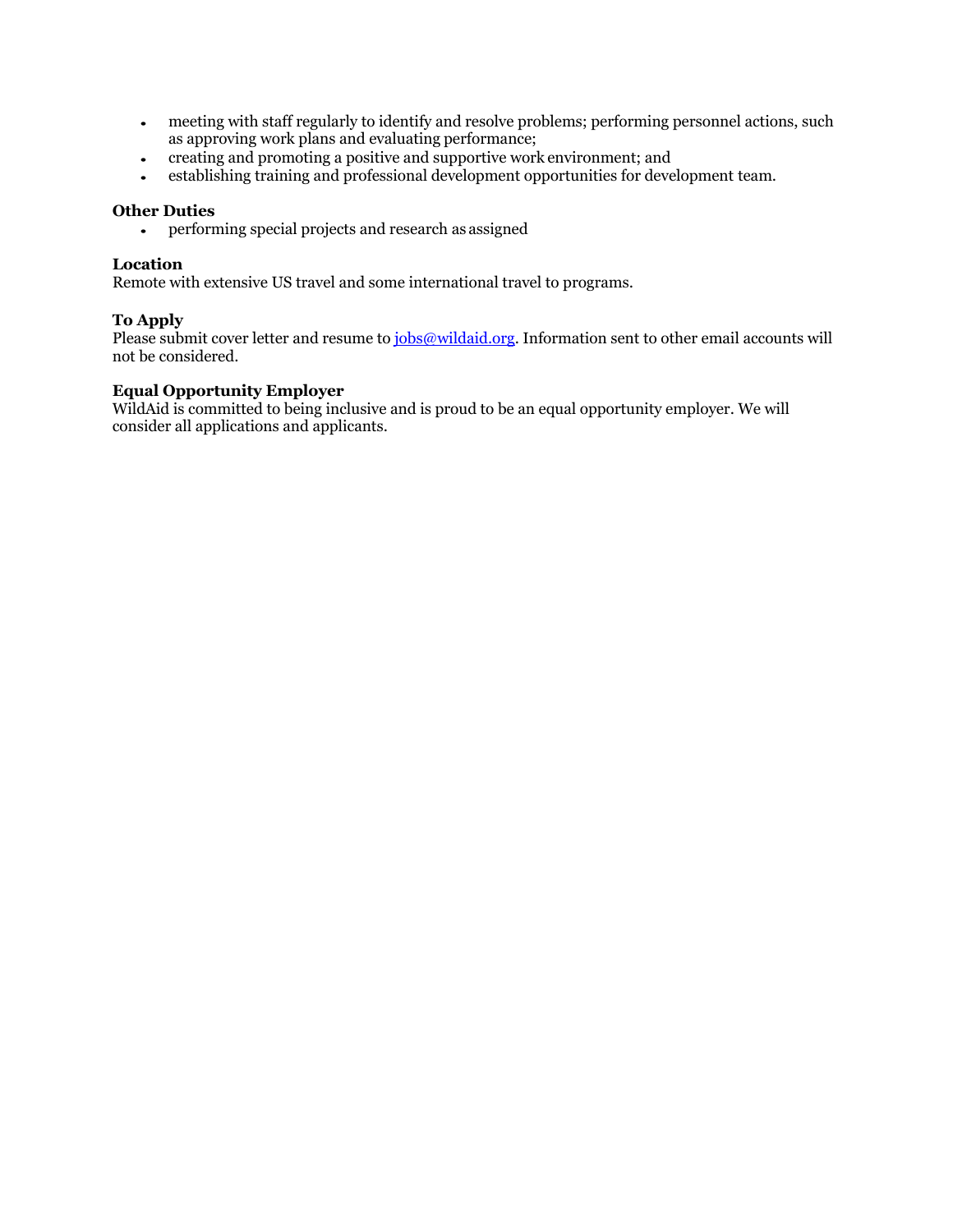- meeting with staff regularly to identify and resolve problems; performing personnel actions, such as approving work plans and evaluating performance;
- creating and promoting a positive and supportive work environment; and
- establishing training and professional development opportunities for development team.

**Other Duties**

- performing special projects and research as assigned

**Location**

Remote with extensive US travel and some international travel to programs.

**To Apply**

Please submit cover letter and resume to [jobs@wildaid.org](mailto:jobs@wildaid.org). Information sent to other email accounts will not be considered.

**Equal Opportunity Employer**

WildAid is committed to being inclusive and is proud to be an equal opportunity employer. We will consider all applications and applicants.